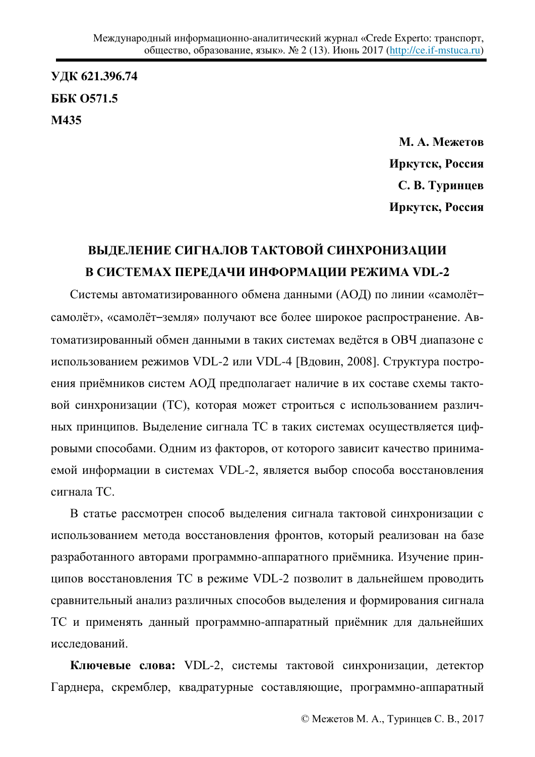**УДК 621.396.74**

**ББК О571.5**

**М435**

**М. А. Межетов**

**Иркутск, Россия**

**С. В. Туринцев**

**Иркутск, Россия**

# ВЫДЕЛЕНИЕ СИГНАЛОВ ТАКТОВОЙ СИНХРОНИЗАЦИИ В СИСТЕМАХ ПЕРЕДАЧИ ИНФОРМАЦИИ РЕЖИМА VDL-2

Системы автоматизированного обмена данными (АОД) по линии «самолёт–самолёт», «самолёт–земля» получают все более широкое распространение. Автоматизированный обмен данными в таких системах ведётся в ОВЧ диапазоне с использованием режимов VDL-2 или VDL-4 [Вдовин, 2008]. Структура построения приёмников систем АОД предполагает наличие в их составе схемы тактовой синхронизации (ТС), которая может строиться с использованием различных принципов. Выделение сигнала ТС в таких системах осуществляется цифровыми способами. Одним из факторов, от которого зависит качество принимаемой информации в системах VDL-2, является выбор способа восстановления сигнала ТС.

В статье рассмотрен способ выделения сигнала тактовой синхронизации с использованием метода восстановления фронтов, который реализован на базе разработанного авторами программно-аппаратного приёмника. Изучение принципов восстановления ТС в режиме VDL-2 позволит в дальнейшем проводить сравнительный анализ различных способов выделения и формирования сигнала ТС и применять данный программно-аппаратный приёмник для дальнейших исследований.

**Ключевые слова:** VDL-2, системы тактовой синхронизации, детектор Гарднера, скремблер, квадратурные составляющие, программно-аппаратный

© Межетов М. А., Туринцев С. В., 2017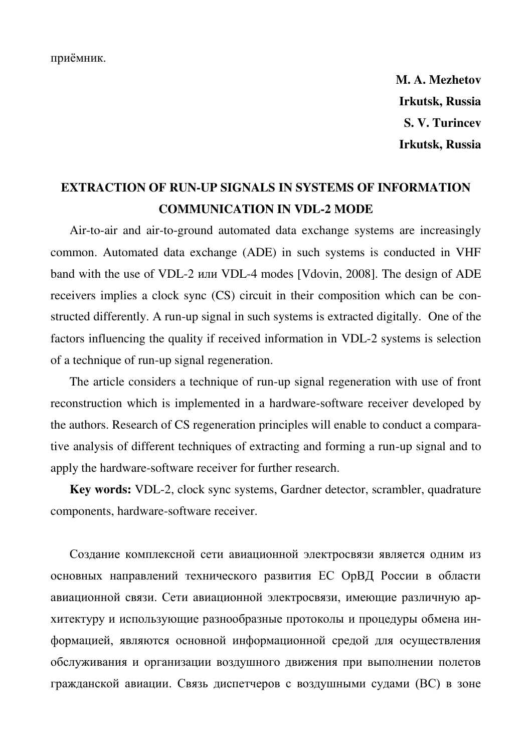приёмник.

**M. A. Mezhetov**
**Irkutsk, Russia**
**S. V. Turincev**
**Irkutsk, Russia**

## EXTRACTION OF RUN-UP SIGNALS IN SYSTEMS OF INFORMATION COMMUNICATION IN VDL-2 MODE

Air-to-air and air-to-ground automated data exchange systems are increasingly common. Automated data exchange (ADE) in such systems is conducted in VHF band with the use of VDL-2 или VDL-4 modes [Vdovin, 2008]. The design of ADE receivers implies a clock sync (CS) circuit in their composition which can be constructed differently. A run-up signal in such systems is extracted digitally. One of the factors influencing the quality if received information in VDL-2 systems is selection of a technique of run-up signal regeneration.

The article considers a technique of run-up signal regeneration with use of front reconstruction which is implemented in a hardware-software receiver developed by the authors. Research of CS regeneration principles will enable to conduct a comparative analysis of different techniques of extracting and forming a run-up signal and to apply the hardware-software receiver for further research.

**Key words:** VDL-2, clock sync systems, Gardner detector, scrambler, quadrature components, hardware-software receiver.

Создание комплексной сети авиационной электросвязи является одним из основных направлений технического развития ЕС ОрВД России в области авиационной связи. Сети авиационной электросвязи, имеющие различную архитектуру и использующие разнообразные протоколы и процедуры обмена информацией, являются основной информационной средой для осуществления обслуживания и организации воздушного движения при выполнении полетов гражданской авиации. Связь диспетчеров с воздушными судами (ВС) в зоне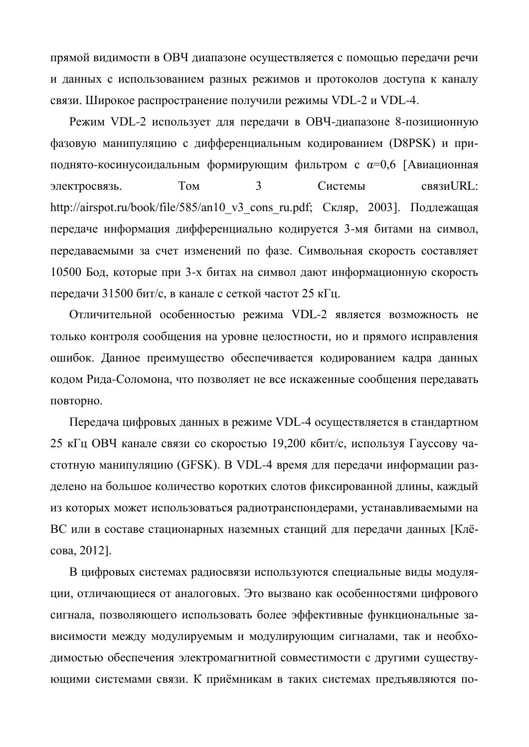прямой видимости в ОВЧ диапазоне осуществляется с помощью передачи речи и данных с использованием разных режимов и протоколов доступа к каналу связи. Широкое распространение получили режимы VDL-2 и VDL-4.

Режим VDL-2 использует для передачи в ОВЧ-диапазоне 8-позиционную фазовую манипуляцию с дифференциальным кодированием (D8PSK) и приподнято-косинусоидальным формирующим фильтром с $\alpha$=0,6 [Авиационная электросвязь. Том 3 Системы связиURL: http://airspot.ru/book/file/585/an10_v3_cons_ru.pdf; Скляр, 2003]. Подлежащая передаче информация дифференциально кодируется 3-мя битами на символ, передаваемыми за счет изменений по фазе. Символьная скорость составляет 10500 Бод, которые при 3-х битах на символ дают информационную скорость передачи 31500 бит/с, в канале с сеткой частот 25 кГц.

Отличительной особенностью режима VDL-2 является возможность не только контроля сообщения на уровне целостности, но и прямого исправления ошибок. Данное преимущество обеспечивается кодированием кадра данных кодом Рида-Соломона, что позволяет не все искаженные сообщения передавать повторно.

Передача цифровых данных в режиме VDL-4 осуществляется в стандартном 25 кГц ОВЧ канале связи со скоростью 19,200 кбит/с, используя Гауссову частотную манипуляцию (GFSK). В VDL-4 время для передачи информации разделено на большое количество коротких слотов фиксированной длины, каждый из которых может использоваться радиотранспондерами, устанавливаемыми на ВС или в составе стационарных наземных станций для передачи данных [Клёсова, 2012].

В цифровых системах радиосвязи используются специальные виды модуляции, отличающиеся от аналоговых. Это вызвано как особенностями цифрового сигнала, позволяющего использовать более эффективные функциональные зависимости между модулируемым и модулирующим сигналами, так и необходимостью обеспечения электромагнитной совместимости с другими существующими системами связи. К приёмникам в таких системах предъявляются по-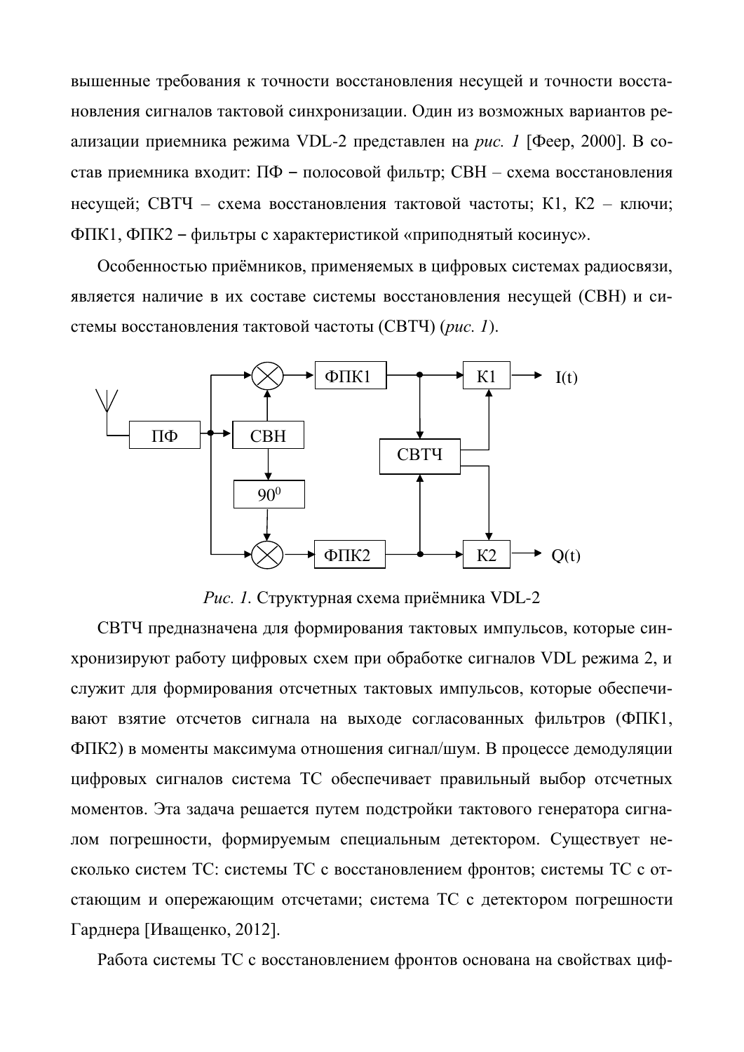вышенные требования к точности восстановления несущей и точности восстановления сигналов тактовой синхронизации. Один из возможных вариантов реализации приемника режима VDL-2 представлен на *рис. 1* [Феер, 2000]. В состав приемника входит: ПФ – полосовой фильтр; СВН – схема восстановления несущей; СВТЧ – схема восстановления тактовой частоты; К1, К2 – ключи; ФПК1, ФПК2 – фильтры с характеристикой «приподнятый косинус».

Особенностью приёмников, применяемых в цифровых системах радиосвязи, является наличие в их составе системы восстановления несущей (СВН) и системы восстановления тактовой частоты (СВТЧ) (*рис. 1*).

*Рис. 1.* Структурная схема приёмника VDL-2

СВТЧ предназначена для формирования тактовых импульсов, которые синхронизируют работу цифровых схем при обработке сигналов VDL режима 2, и служит для формирования отсчетных тактовых импульсов, которые обеспечивают взятие отсчетов сигнала на выходе согласованных фильтров (ФПК1, ФПК2) в моменты максимума отношения сигнал/шум. В процессе демодуляции цифровых сигналов система ТС обеспечивает правильный выбор отсчетных моментов. Эта задача решается путем подстройки тактового генератора сигналом погрешности, формируемым специальным детектором. Существует несколько систем ТС: системы ТС с восстановлением фронтов; системы ТС с отстающим и опережающим отсчетами; система ТС с детектором погрешности Гарднера [Иващенко, 2012].

Работа системы ТС с восстановлением фронтов основана на свойствах циф-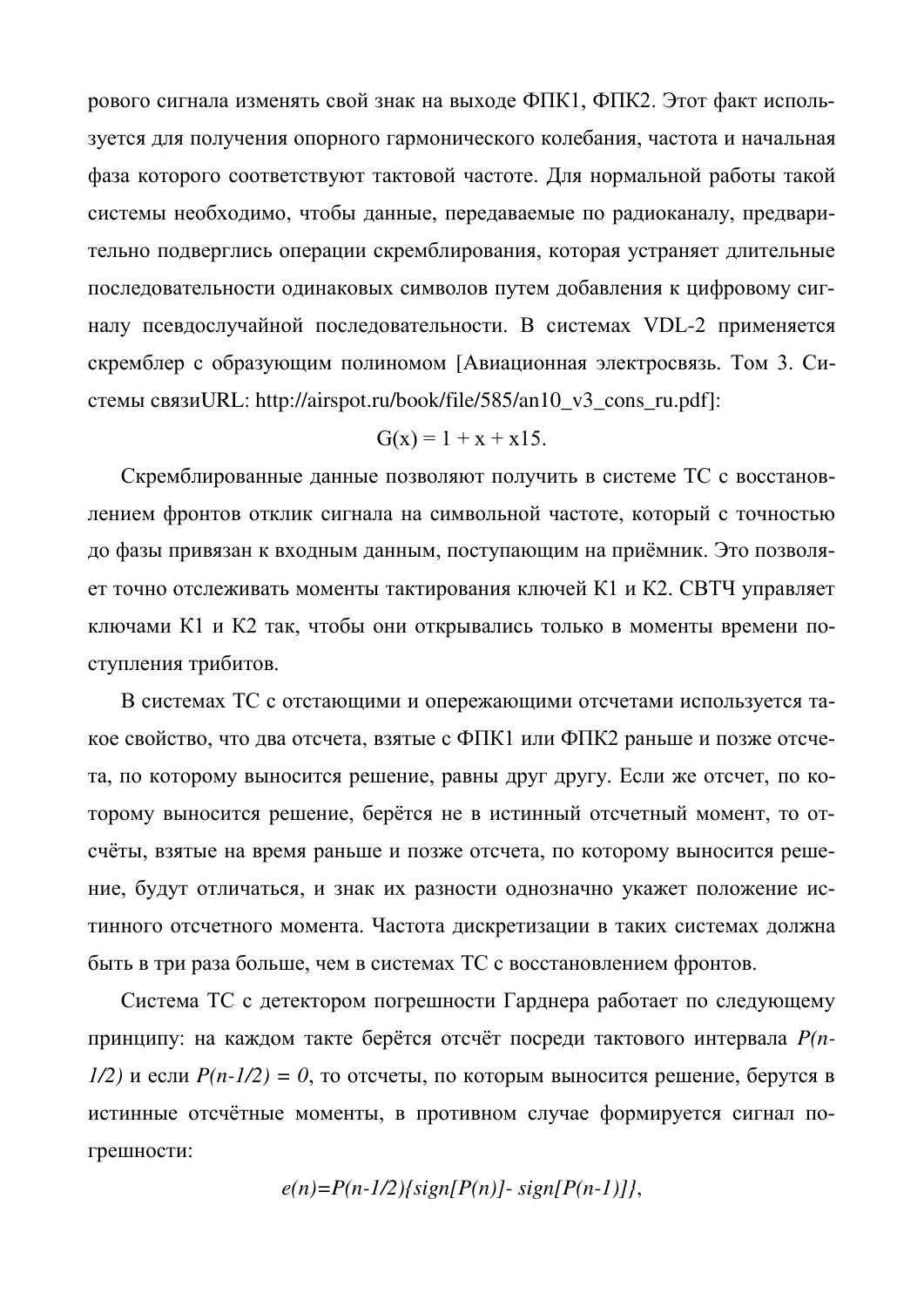рового сигнала изменять свой знак на выходе ФПК1, ФПК2. Этот факт используется для получения опорного гармонического колебания, частота и начальная фаза которого соответствуют тактовой частоте. Для нормальной работы такой системы необходимо, чтобы данные, передаваемые по радиоканалу, предварительно подверглись операции скремблирования, которая устраняет длительные последовательности одинаковых символов путем добавления к цифровому сигналу псевдослучайной последовательности. В системах VDL-2 применяется скремблер с образующим полиномом [Авиационная электросвязь. Том 3. Системы связиURL: http://airspot.ru/book/file/585/an10_v3_cons_ru.pdf]:

$$G(x) = 1 + x + x15.$$

Скремблированные данные позволяют получить в системе ТС с восстановлением фронтов отклик сигнала на символьной частоте, который с точностью до фазы привязан к входным данным, поступающим на приёмник. Это позволяет точно отслеживать моменты тактирования ключей К1 и К2. СВТЧ управляет ключами К1 и К2 так, чтобы они открывались только в моменты времени поступления трибитов.

В системах ТС с отстающими и опережающими отсчетами используется такое свойство, что два отсчета, взятые с ФПК1 или ФПК2 раньше и позже отсчета, по которому выносится решение, равны друг другу. Если же отсчет, по которому выносится решение, берётся не в истинный отсчетный момент, то отсчёты, взятые на время раньше и позже отсчета, по которому выносится решение, будут отличаться, и знак их разности однозначно укажет положение истинного отсчетного момента. Частота дискретизации в таких системах должна быть в три раза больше, чем в системах ТС с восстановлением фронтов.

Система ТС с детектором погрешности Гарднера работает по следующему принципу: на каждом такте берётся отсчёт посреди тактового интервала $P(n-1/2)$ и если $P(n-1/2) = 0$, то отсчеты, по которым выносится решение, берутся в истинные отсчётные моменты, в противном случае формируется сигнал погрешности:

$$e(n)=P(n-1/2)\{sign[P(n)]- sign[P(n-1)]\},$$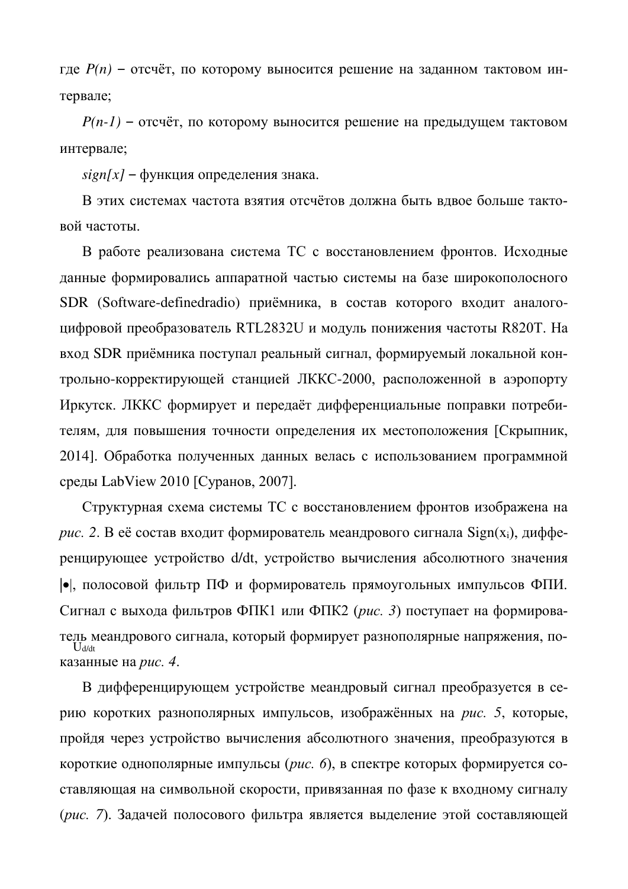где *P(n)* – отсчёт, по которому выносится решение на заданном тактовом интервале;

*P(n-1)* – отсчёт, по которому выносится решение на предыдущем тактовом интервале;

*sign[x]* – функция определения знака.

В этих системах частота взятия отсчётов должна быть вдвое больше тактовой частоты.

В работе реализована система ТС с восстановлением фронтов. Исходные данные формировались аппаратной частью системы на базе широкополосного SDR (Software-definedradio) приёмника, в состав которого входит аналого-цифровой преобразователь RTL2832U и модуль понижения частоты R820T. На вход SDR приёмника поступал реальный сигнал, формируемый локальной контрольно-корректирующей станцией ЛККС-2000, расположенной в аэропорту Иркутск. ЛККС формирует и передаёт дифференциальные поправки потребителям, для повышения точности определения их местоположения [Скрыпник, 2014]. Обработка полученных данных велась с использованием программной среды LabView 2010 [Суранов, 2007].

Структурная схема системы ТС с восстановлением фронтов изображена на *рис. 2*. В её состав входит формирователь меандрового сигнала $\mathrm{Sign}(x_i)$, дифференцирующее устройство d/dt, устройство вычисления абсолютного значения |•|, полосовой фильтр ПФ и формирователь прямоугольных импульсов ФПИ. Сигнал с выхода фильтров ФПК1 или ФПК2 (*рис. 3*) поступает на формирователь меандрового сигнала, который формирует разнополярные напряжения, показанные на *рис. 4*.

$U_{d/dt}$

В дифференцирующем устройстве меандровый сигнал преобразуется в серию коротких разнополярных импульсов, изображённых на *рис. 5*, которые, пройдя через устройство вычисления абсолютного значения, преобразуются в короткие однополярные импульсы (*рис. 6*), в спектре которых формируется составляющая на символьной скорости, привязанная по фазе к входному сигналу (*рис. 7*). Задачей полосового фильтра является выделение этой составляющей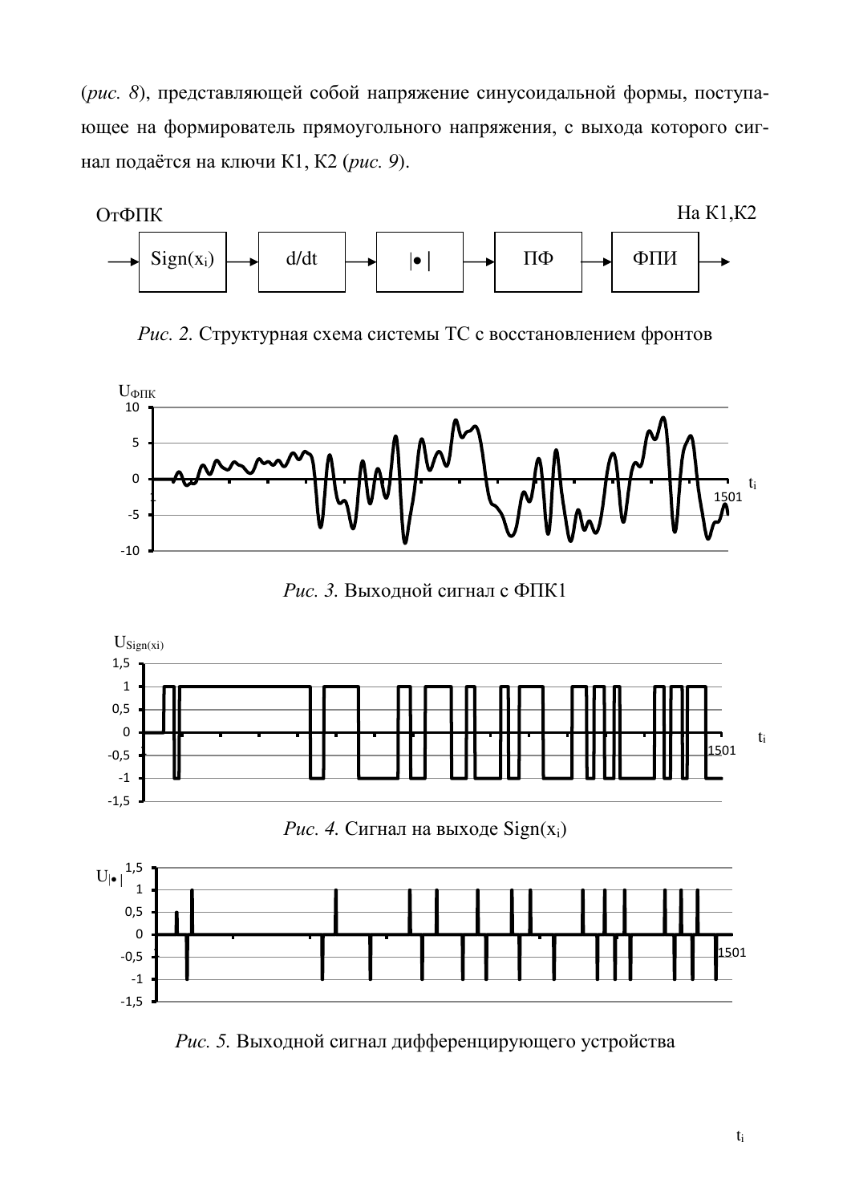(*рис. 8*), представляющей собой напряжение синусоидальной формы, поступающее на формирователь прямоугольного напряжения, с выхода которого сигнал подаётся на ключи К1, К2 (*рис. 9*).

ОтФПК → $\mathrm{Sign}(x_i)$ → d/dt → |•| → ПФ → ФПИ → На К1,К2

*Рис. 2.* Структурная схема системы ТС с восстановлением фронтов

*Рис. 3.* Выходной сигнал с ФПК1

*Рис. 4.* Сигнал на выходе $\mathrm{Sign}(x_i)$

*Рис. 5.* Выходной сигнал дифференцирующего устройства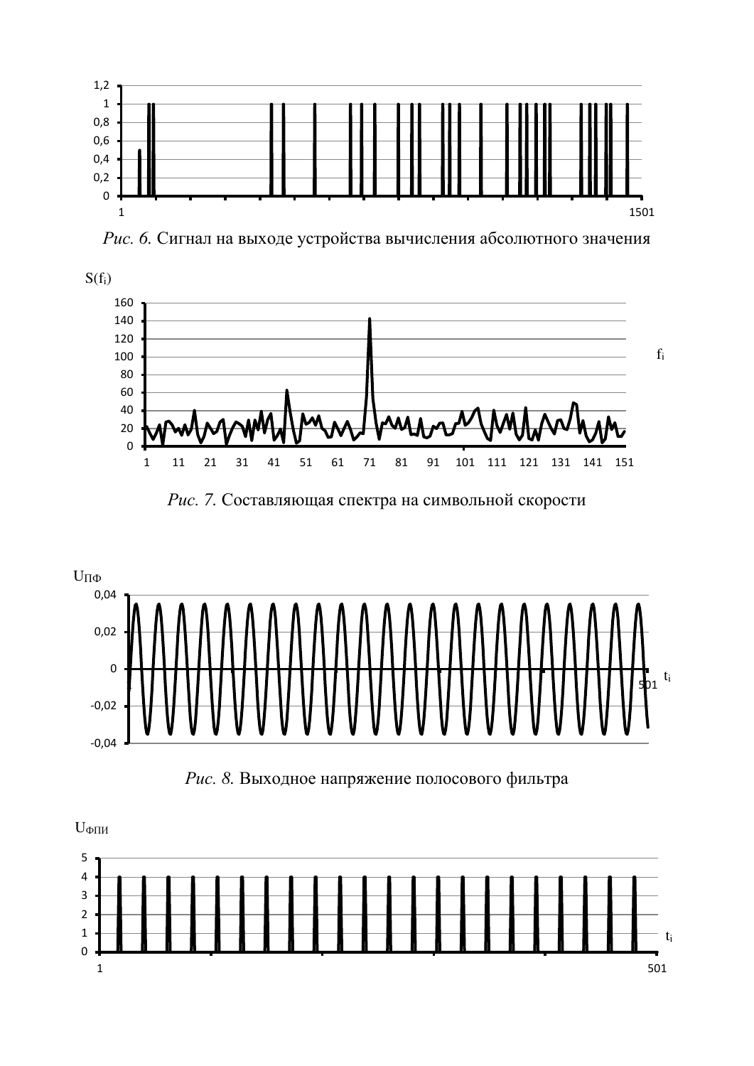*Рис. 6.* Сигнал на выходе устройства вычисления абсолютного значения

*Рис. 7.* Составляющая спектра на символьной скорости

*Рис. 8.* Выходное напряжение полосового фильтра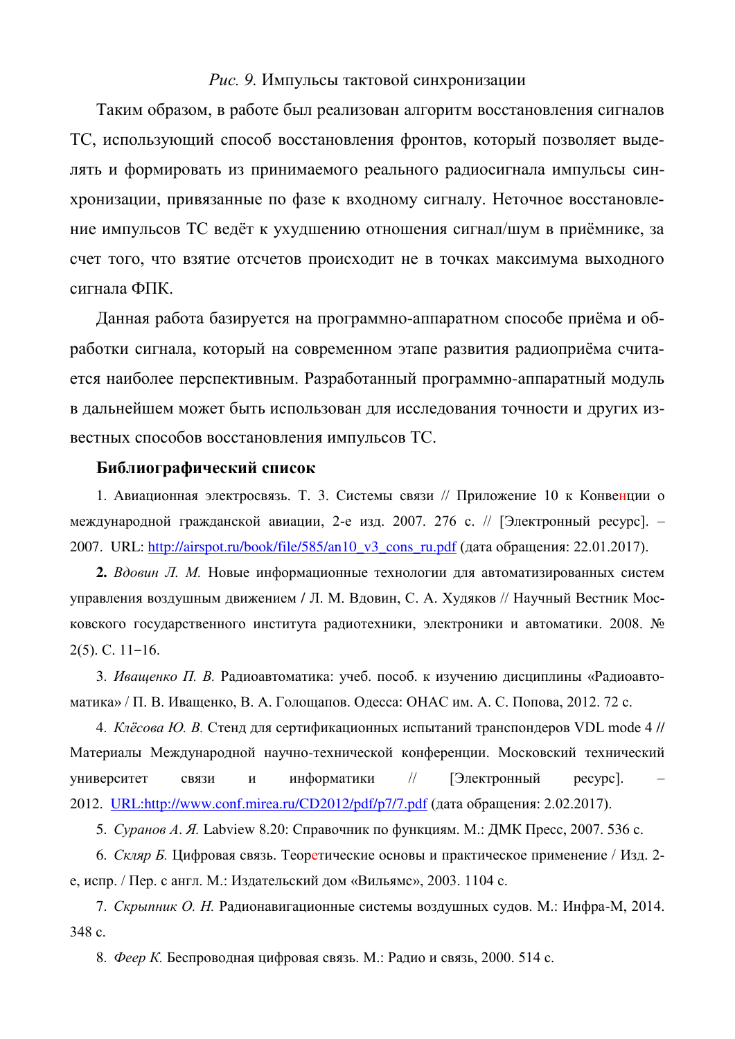*Рис. 9.* Импульсы тактовой синхронизации

Таким образом, в работе был реализован алгоритм восстановления сигналов ТС, использующий способ восстановления фронтов, который позволяет выделять и формировать из принимаемого реального радиосигнала импульсы синхронизации, привязанные по фазе к входному сигналу. Неточное восстановление импульсов ТС ведёт к ухудшению отношения сигнал/шум в приёмнике, за счет того, что взятие отсчетов происходит не в точках максимума выходного сигнала ФПК.

Данная работа базируется на программно-аппаратном способе приёма и обработки сигнала, который на современном этапе развития радиоприёма считается наиболее перспективным. Разработанный программно-аппаратный модуль в дальнейшем может быть использован для исследования точности и других известных способов восстановления импульсов ТС.

**Библиографический список**

1. Авиационная электросвязь. Т. 3. Системы связи // Приложение 10 к Конвенции о международной гражданской авиации, 2-е изд. 2007. 276 с. // [Электронный ресурс]. – 2007. URL: http://airspot.ru/book/file/585/an10_v3_cons_ru.pdf (дата обращения: 22.01.2017).

**2.** *Вдовин Л. М.* Новые информационные технологии для автоматизированных систем управления воздушным движением / Л. М. Вдовин, С. А. Худяков // Научный Вестник Московского государственного института радиотехники, электроники и автоматики. 2008. № 2(5). С. 11–16.

3. *Иващенко П. В.* Радиоавтоматика: учеб. пособ. к изучению дисциплины «Радиоавтоматика» / П. В. Иващенко, В. А. Голощапов. Одесса: ОНАС им. А. С. Попова, 2012. 72 с.

4. *Клёсова Ю. В.* Стенд для сертификационных испытаний транспондеров VDL mode 4 // Материалы Международной научно-технической конференции. Московский технический университет связи и информатики // [Электронный ресурс]. – 2012. URL:http://www.conf.mirea.ru/CD2012/pdf/p7/7.pdf (дата обращения: 2.02.2017).

5. *Суранов А. Я.* Labview 8.20: Справочник по функциям. М.: ДМК Пресс, 2007. 536 с.

6. *Скляр Б.* Цифровая связь. Теоретические основы и практическое применение / Изд. 2-е, испр. / Пер. с англ. М.: Издательский дом «Вильямс», 2003. 1104 с.

7. *Скрыпник О. Н.* Радионавигационные системы воздушных судов. М.: Инфра-М, 2014. 348 с.

8. *Феер К.* Беспроводная цифровая связь. М.: Радио и связь, 2000. 514 с.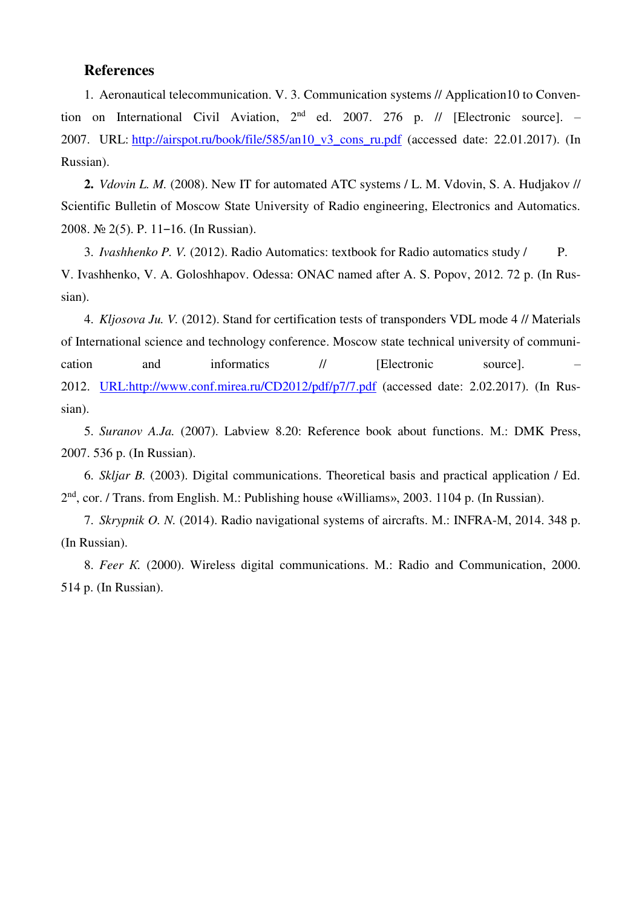## References

1. Aeronautical telecommunication. V. 3. Communication systems // Application10 to Convention on International Civil Aviation, 2nd ed. 2007. 276 p. // [Electronic source]. – 2007. URL: http://airspot.ru/book/file/585/an10_v3_cons_ru.pdf (accessed date: 22.01.2017). (In Russian).

**2.** *Vdovin L. M.* (2008). New IT for automated ATC systems / L. M. Vdovin, S. A. Hudjakov // Scientific Bulletin of Moscow State University of Radio engineering, Electronics and Automatics. 2008. № 2(5). P. 11–16. (In Russian).

3. *Ivashhenko P. V.* (2012). Radio Automatics: textbook for Radio automatics study / P. V. Ivashhenko, V. A. Goloshhapov. Odessa: ONAC named after A. S. Popov, 2012. 72 p. (In Russian).

4. *Kljosova Ju. V.* (2012). Stand for certification tests of transponders VDL mode 4 // Materials of International science and technology conference. Moscow state technical university of communication and informatics // [Electronic source]. – 2012. URL:http://www.conf.mirea.ru/CD2012/pdf/p7/7.pdf (accessed date: 2.02.2017). (In Russian).

5. *Suranov A.Ja.* (2007). Labview 8.20: Reference book about functions. M.: DMK Press, 2007. 536 p. (In Russian).

6. *Skljar B.* (2003). Digital communications. Theoretical basis and practical application / Ed. 2nd, cor. / Trans. from English. M.: Publishing house «Williams», 2003. 1104 p. (In Russian).

7. *Skrypnik O. N.* (2014). Radio navigational systems of aircrafts. M.: INFRA-M, 2014. 348 p. (In Russian).

8. *Feer K.* (2000). Wireless digital communications. M.: Radio and Communication, 2000. 514 p. (In Russian).